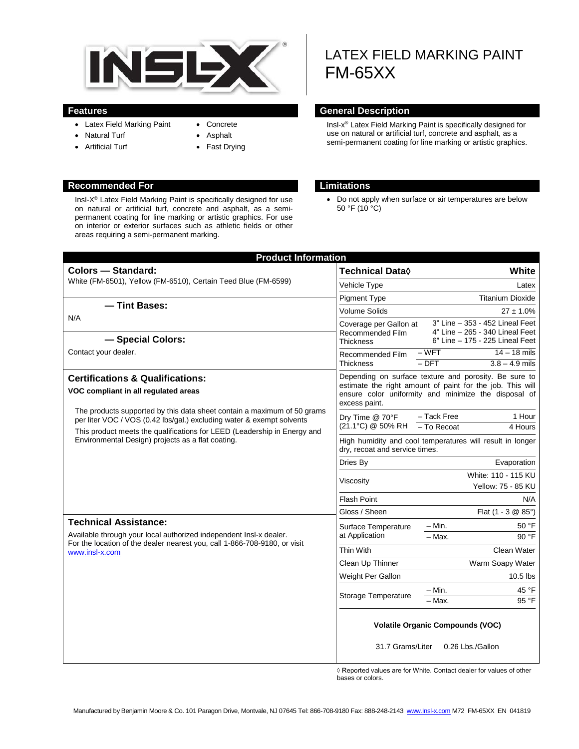# LATEX FIELD MARKING PAINT
# FM-65XX

## Features

- Latex Field Marking Paint
- Natural Turf
- Artificial Turf
- Concrete
- Asphalt
- Fast Drying

## General Description

Insl-x® Latex Field Marking Paint is specifically designed for use on natural or artificial turf, concrete and asphalt, as a semi-permanent coating for line marking or artistic graphics.

## Recommended For

Insl-X® Latex Field Marking Paint is specifically designed for use on natural or artificial turf, concrete and asphalt, as a semi-permanent coating for line marking or artistic graphics. For use on interior or exterior surfaces such as athletic fields or other areas requiring a semi-permanent marking.

## Limitations

- Do not apply when surface or air temperatures are below 50 °F (10 °C)

## Product Information

### Colors — Standard:

White (FM-6501), Yellow (FM-6510), Certain Teed Blue (FM-6599)

### — Tint Bases:

N/A

### — Special Colors:

Contact your dealer.

### Certifications & Qualifications:

**VOC compliant in all regulated areas**

The products supported by this data sheet contain a maximum of 50 grams per liter VOC / VOS (0.42 lbs/gal.) excluding water & exempt solvents

This product meets the qualifications for LEED (Leadership in Energy and Environmental Design) projects as a flat coating.

### Technical Assistance:

Available through your local authorized independent Insl-x dealer. For the location of the dealer nearest you, call 1-866-708-9180, or visit www.insl-x.com

| Technical Data◊ | | White |
|---|---|---|
| Vehicle Type | | Latex |
| Pigment Type | | Titanium Dioxide |
| Volume Solids | | 27 ± 1.0% |
| Coverage per Gallon at Recommended Film Thickness | | 3" Line – 353 - 452 Lineal Feet<br>4" Line – 265 - 340 Lineal Feet<br>6" Line – 175 - 225 Lineal Feet |
| Recommended Film Thickness | – WFT | 14 – 18 mils |
| | – DFT | 3.8 – 4.9 mils |
| Depending on surface texture and porosity. Be sure to estimate the right amount of paint for the job. This will ensure color uniformity and minimize the disposal of excess paint. | | |
| Dry Time @ 70°F (21.1°C) @ 50% RH | – Tack Free | 1 Hour |
| | – To Recoat | 4 Hours |
| High humidity and cool temperatures will result in longer dry, recoat and service times. | | |
| Dries By | | Evaporation |
| Viscosity | | White: 110 - 115 KU<br>Yellow: 75 - 85 KU |
| Flash Point | | N/A |
| Gloss / Sheen | | Flat (1 - 3 @ 85°) |
| Surface Temperature at Application | – Min. | 50 °F |
| | – Max. | 90 °F |
| Thin With | | Clean Water |
| Clean Up Thinner | | Warm Soapy Water |
| Weight Per Gallon | | 10.5 lbs |
| Storage Temperature | – Min. | 45 °F |
| | – Max. | 95 °F |

**Volatile Organic Compounds (VOC)**

31.7 Grams/Liter 0.26 Lbs./Gallon

◊ Reported values are for White. Contact dealer for values of other bases or colors.

Manufactured by Benjamin Moore & Co. 101 Paragon Drive, Montvale, NJ 07645 Tel: 866-708-9180 Fax: 888-248-2143 www.Insl-x.com M72 FM-65XX EN 041819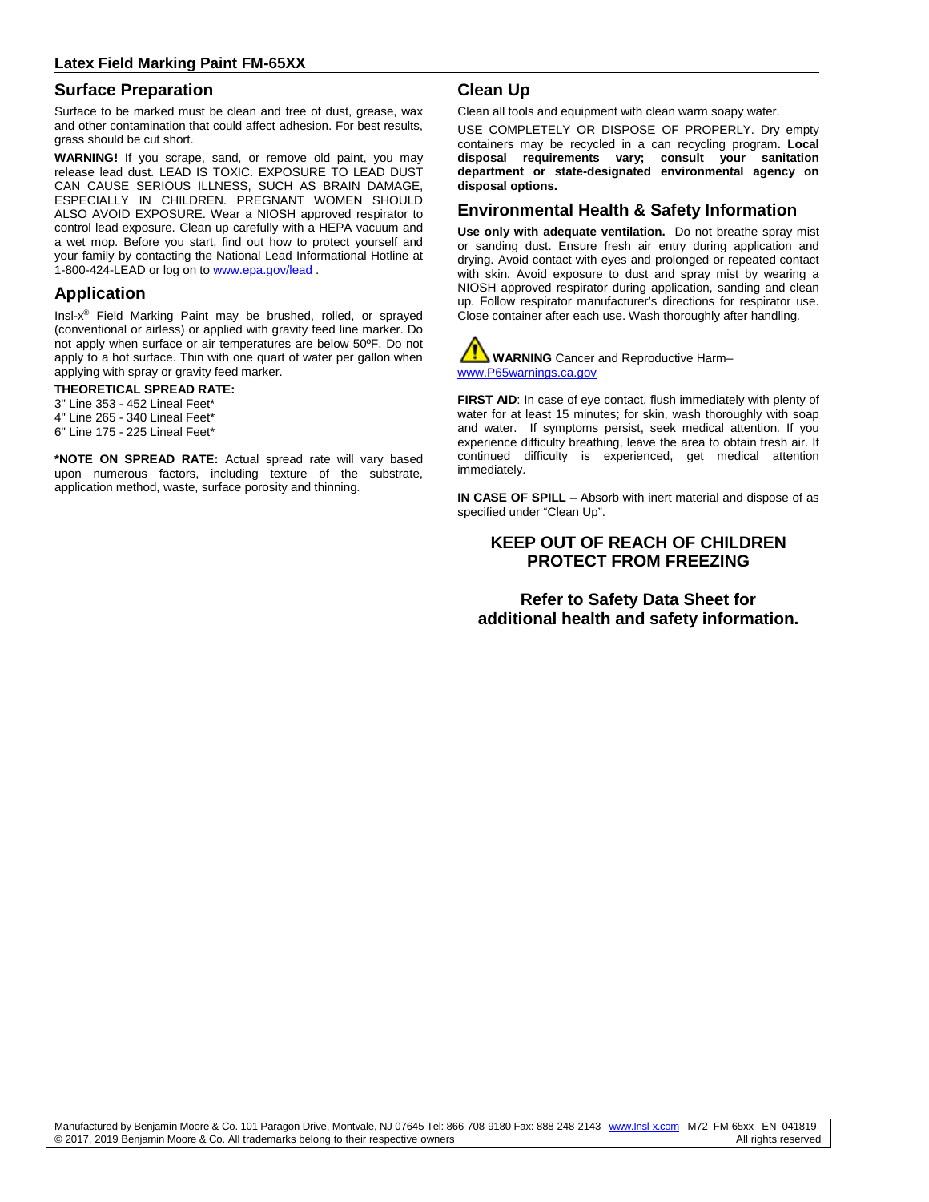# Latex Field Marking Paint FM-65XX

## Surface Preparation

Surface to be marked must be clean and free of dust, grease, wax and other contamination that could affect adhesion. For best results, grass should be cut short.

**WARNING!** If you scrape, sand, or remove old paint, you may release lead dust. LEAD IS TOXIC. EXPOSURE TO LEAD DUST CAN CAUSE SERIOUS ILLNESS, SUCH AS BRAIN DAMAGE, ESPECIALLY IN CHILDREN. PREGNANT WOMEN SHOULD ALSO AVOID EXPOSURE. Wear a NIOSH approved respirator to control lead exposure. Clean up carefully with a HEPA vacuum and a wet mop. Before you start, find out how to protect yourself and your family by contacting the National Lead Informational Hotline at 1-800-424-LEAD or log on to www.epa.gov/lead .

## Application

Insl-x® Field Marking Paint may be brushed, rolled, or sprayed (conventional or airless) or applied with gravity feed line marker. Do not apply when surface or air temperatures are below 50ºF. Do not apply to a hot surface. Thin with one quart of water per gallon when applying with spray or gravity feed marker.

**THEORETICAL SPREAD RATE:**

3" Line 353 - 452 Lineal Feet*
4" Line 265 - 340 Lineal Feet*
6" Line 175 - 225 Lineal Feet*

***NOTE ON SPREAD RATE:** Actual spread rate will vary based upon numerous factors, including texture of the substrate, application method, waste, surface porosity and thinning.

## Clean Up

Clean all tools and equipment with clean warm soapy water.

USE COMPLETELY OR DISPOSE OF PROPERLY. Dry empty containers may be recycled in a can recycling program**. Local disposal requirements vary; consult your sanitation department or state-designated environmental agency on disposal options.**

## Environmental Health & Safety Information

**Use only with adequate ventilation.** Do not breathe spray mist or sanding dust. Ensure fresh air entry during application and drying. Avoid contact with eyes and prolonged or repeated contact with skin. Avoid exposure to dust and spray mist by wearing a NIOSH approved respirator during application, sanding and clean up. Follow respirator manufacturer's directions for respirator use. Close container after each use. Wash thoroughly after handling.

**WARNING** Cancer and Reproductive Harm– www.P65warnings.ca.gov

**FIRST AID**: In case of eye contact, flush immediately with plenty of water for at least 15 minutes; for skin, wash thoroughly with soap and water. If symptoms persist, seek medical attention. If you experience difficulty breathing, leave the area to obtain fresh air. If continued difficulty is experienced, get medical attention immediately.

**IN CASE OF SPILL** – Absorb with inert material and dispose of as specified under "Clean Up".

**KEEP OUT OF REACH OF CHILDREN**
**PROTECT FROM FREEZING**

**Refer to Safety Data Sheet for additional health and safety information.**

Manufactured by Benjamin Moore & Co. 101 Paragon Drive, Montvale, NJ 07645 Tel: 866-708-9180 Fax: 888-248-2143 www.Insl-x.com M72 FM-65xx EN 041819
© 2017, 2019 Benjamin Moore & Co. All trademarks belong to their respective owners All rights reserved